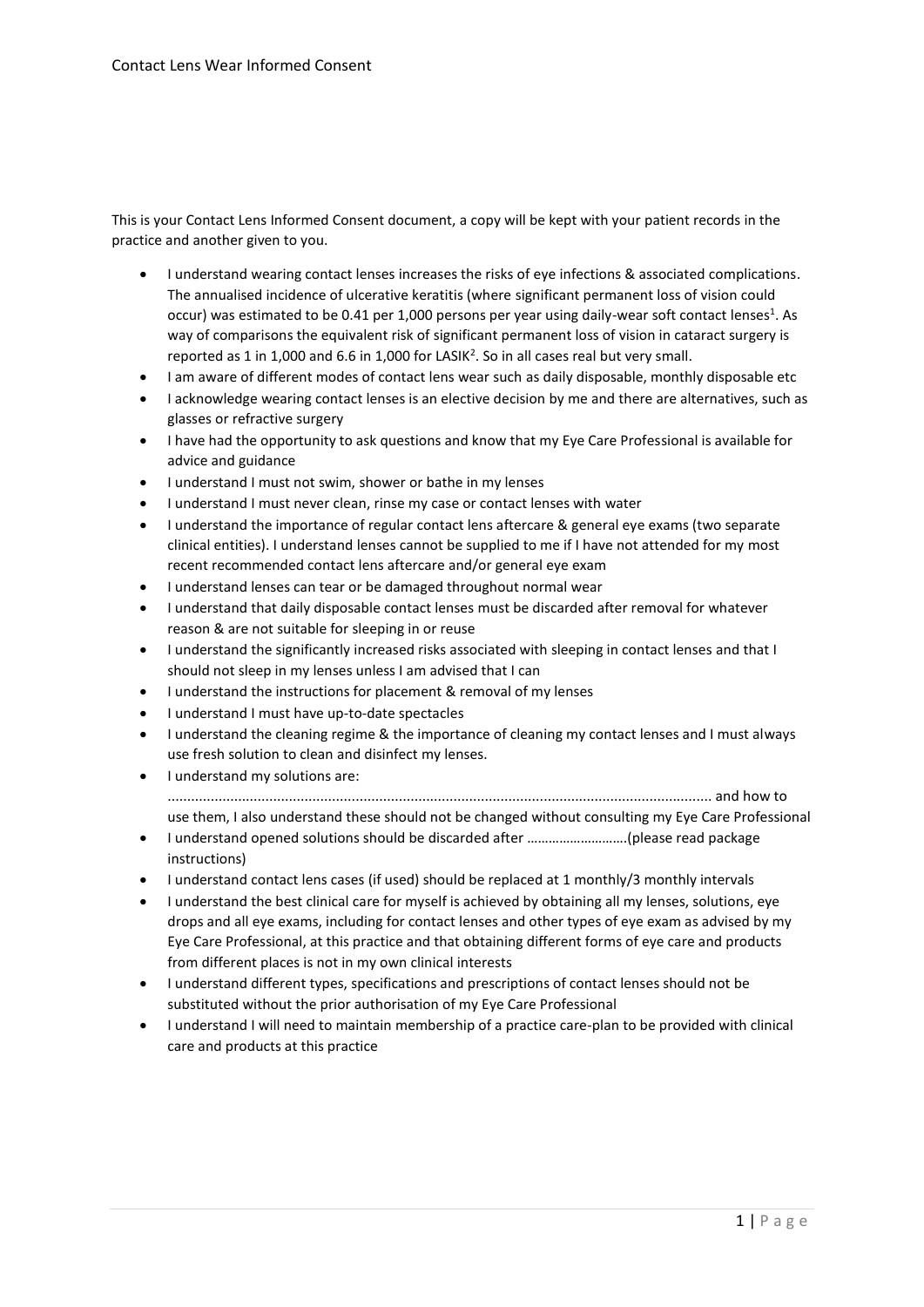# Contact Lens Wear Informed Consent

This is your Contact Lens Informed Consent document, a copy will be kept with your patient records in the practice and another given to you.

- I understand wearing contact lenses increases the risks of eye infections & associated complications. The annualised incidence of ulcerative keratitis (where significant permanent loss of vision could occur) was estimated to be 0.41 per 1,000 persons per year using daily-wear soft contact lenses[1]. As way of comparisons the equivalent risk of significant permanent loss of vision in cataract surgery is reported as 1 in 1,000 and 6.6 in 1,000 for LASIK[2]. So in all cases real but very small.
- I am aware of different modes of contact lens wear such as daily disposable, monthly disposable etc
- I acknowledge wearing contact lenses is an elective decision by me and there are alternatives, such as glasses or refractive surgery
- I have had the opportunity to ask questions and know that my Eye Care Professional is available for advice and guidance
- I understand I must not swim, shower or bathe in my lenses
- I understand I must never clean, rinse my case or contact lenses with water
- I understand the importance of regular contact lens aftercare & general eye exams (two separate clinical entities). I understand lenses cannot be supplied to me if I have not attended for my most recent recommended contact lens aftercare and/or general eye exam
- I understand lenses can tear or be damaged throughout normal wear
- I understand that daily disposable contact lenses must be discarded after removal for whatever reason & are not suitable for sleeping in or reuse
- I understand the significantly increased risks associated with sleeping in contact lenses and that I should not sleep in my lenses unless I am advised that I can
- I understand the instructions for placement & removal of my lenses
- I understand I must have up-to-date spectacles
- I understand the cleaning regime & the importance of cleaning my contact lenses and I must always use fresh solution to clean and disinfect my lenses.
- I understand my solutions are: .......................................................................................................................... and how to use them, I also understand these should not be changed without consulting my Eye Care Professional
- I understand opened solutions should be discarded after ……………………….(please read package instructions)
- I understand contact lens cases (if used) should be replaced at 1 monthly/3 monthly intervals
- I understand the best clinical care for myself is achieved by obtaining all my lenses, solutions, eye drops and all eye exams, including for contact lenses and other types of eye exam as advised by my Eye Care Professional, at this practice and that obtaining different forms of eye care and products from different places is not in my own clinical interests
- I understand different types, specifications and prescriptions of contact lenses should not be substituted without the prior authorisation of my Eye Care Professional
- I understand I will need to maintain membership of a practice care-plan to be provided with clinical care and products at this practice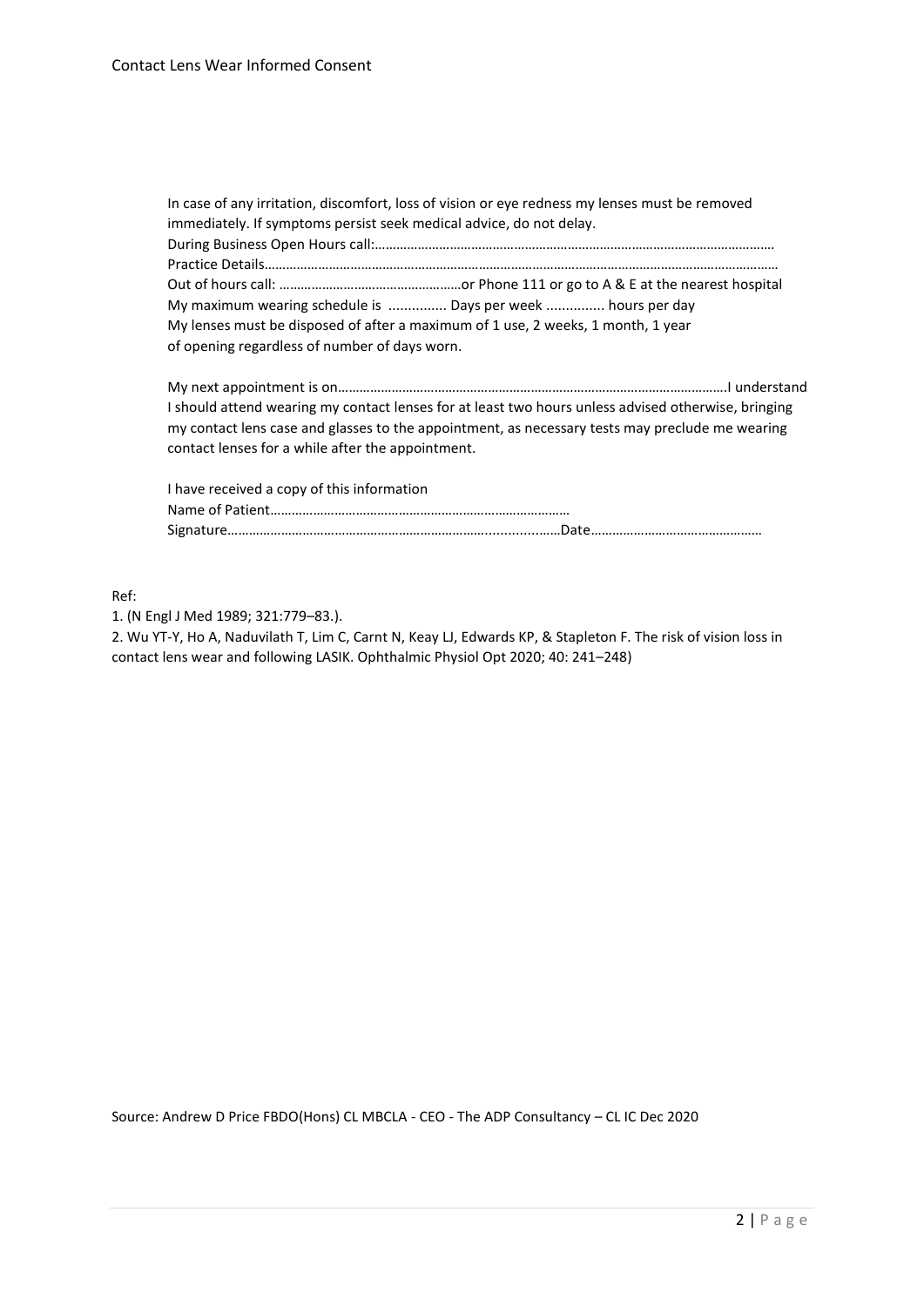In case of any irritation, discomfort, loss of vision or eye redness my lenses must be removed immediately. If symptoms persist seek medical advice, do not delay.

During Business Open Hours call:…………………………………………………………………………………………………

Practice Details……………………………………………………………………………………………………………………………

Out of hours call: ……………………………………………or Phone 111 or go to A & E at the nearest hospital

My maximum wearing schedule is ............... Days per week ............... hours per day

My lenses must be disposed of after a maximum of 1 use, 2 weeks, 1 month, 1 year of opening regardless of number of days worn.

My next appointment is on……………………………………………………………………………………………I understand I should attend wearing my contact lenses for at least two hours unless advised otherwise, bringing my contact lens case and glasses to the appointment, as necessary tests may preclude me wearing contact lenses for a while after the appointment.

I have received a copy of this information

Name of Patient…………………………………………………………………………

Signature………………………………………………………………….............……Date…………………………………………

Ref:

1. (N Engl J Med 1989; 321:779–83.).
2. Wu YT-Y, Ho A, Naduvilath T, Lim C, Carnt N, Keay LJ, Edwards KP, & Stapleton F. The risk of vision loss in contact lens wear and following LASIK. Ophthalmic Physiol Opt 2020; 40: 241–248)

Source: Andrew D Price FBDO(Hons) CL MBCLA - CEO - The ADP Consultancy – CL IC Dec 2020